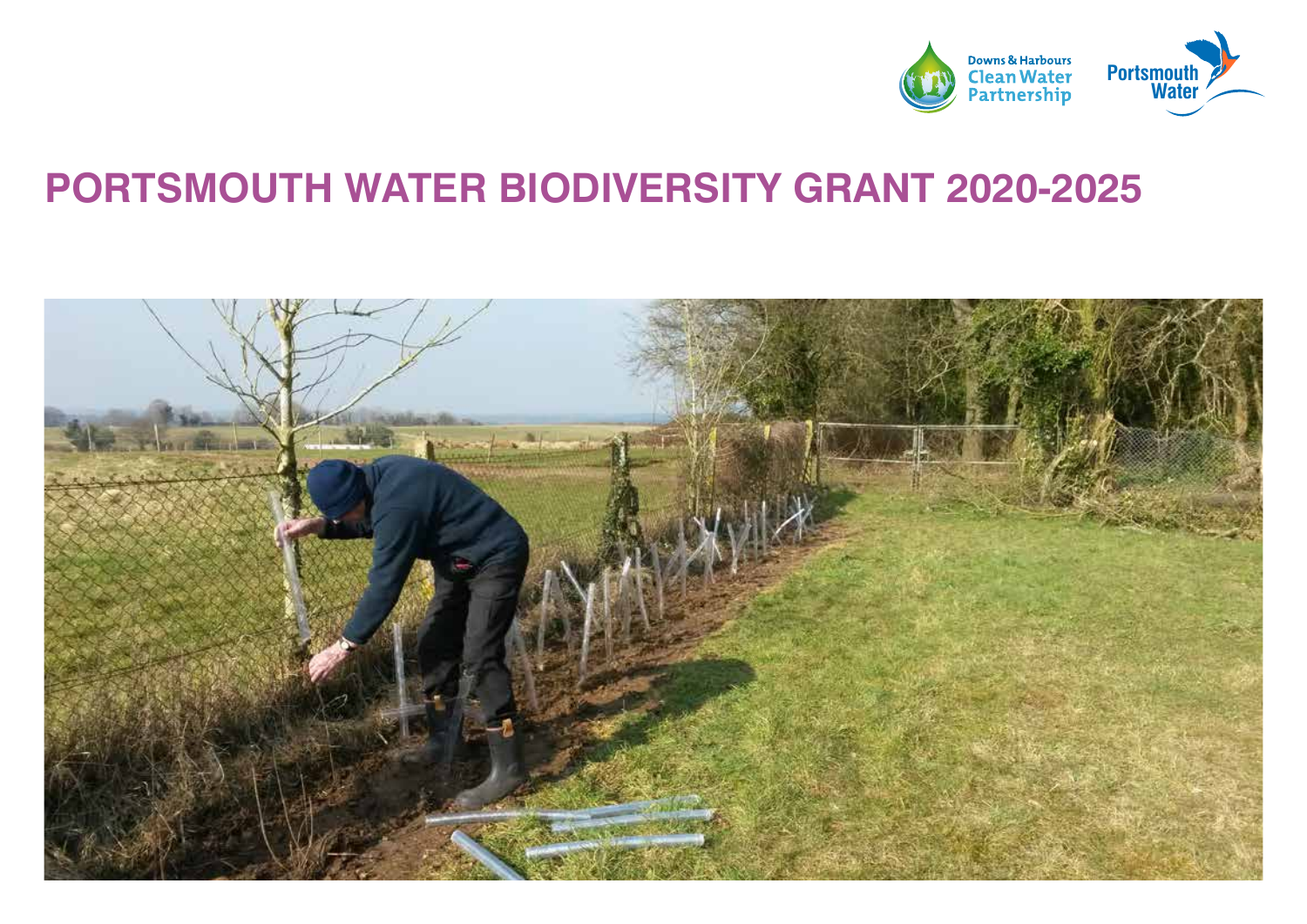Downs & Harbours Clean Water Partnership

Portsmouth Water

# PORTSMOUTH WATER BIODIVERSITY GRANT 2020-2025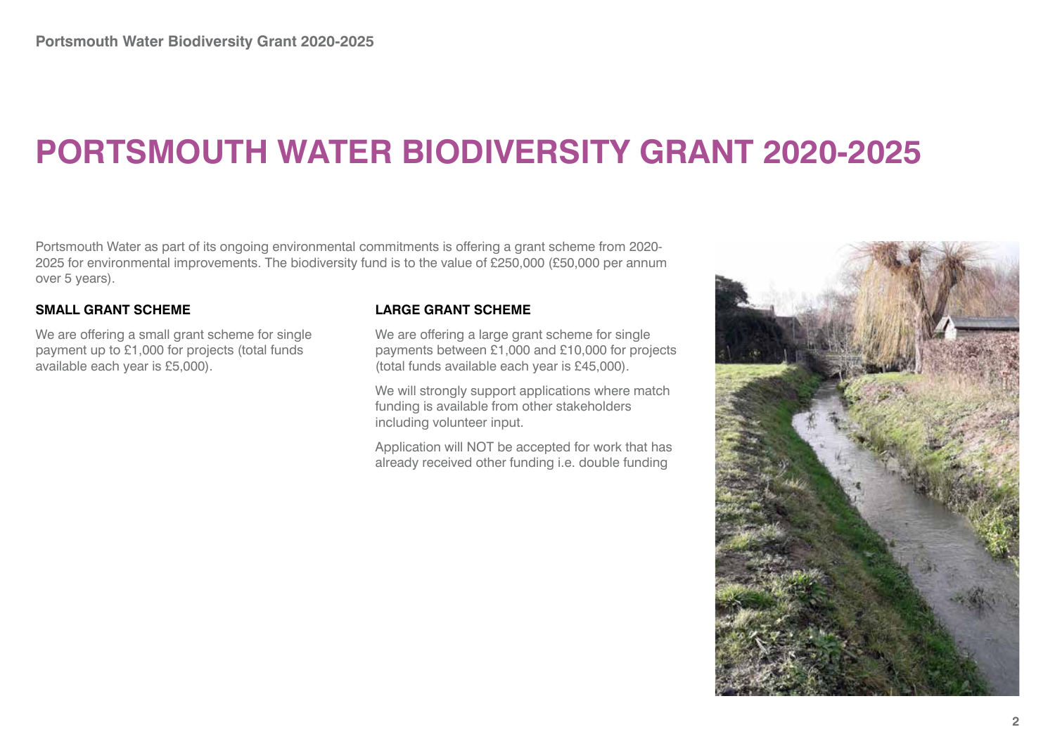# PORTSMOUTH WATER BIODIVERSITY GRANT 2020-2025

Portsmouth Water as part of its ongoing environmental commitments is offering a grant scheme from 2020-2025 for environmental improvements. The biodiversity fund is to the value of £250,000 (£50,000 per annum over 5 years).

### SMALL GRANT SCHEME

We are offering a small grant scheme for single payment up to £1,000 for projects (total funds available each year is £5,000).

### LARGE GRANT SCHEME

We are offering a large grant scheme for single payments between £1,000 and £10,000 for projects (total funds available each year is £45,000).

We will strongly support applications where match funding is available from other stakeholders including volunteer input.

Application will NOT be accepted for work that has already received other funding i.e. double funding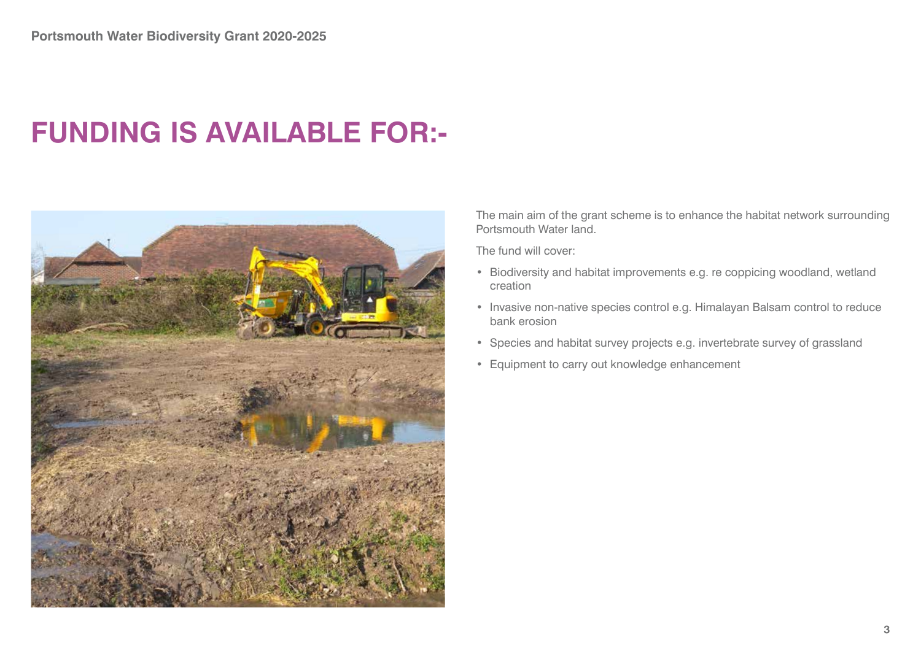# FUNDING IS AVAILABLE FOR:-

The main aim of the grant scheme is to enhance the habitat network surrounding Portsmouth Water land.

The fund will cover:

- Biodiversity and habitat improvements e.g. re coppicing woodland, wetland creation
- Invasive non-native species control e.g. Himalayan Balsam control to reduce bank erosion
- Species and habitat survey projects e.g. invertebrate survey of grassland
- Equipment to carry out knowledge enhancement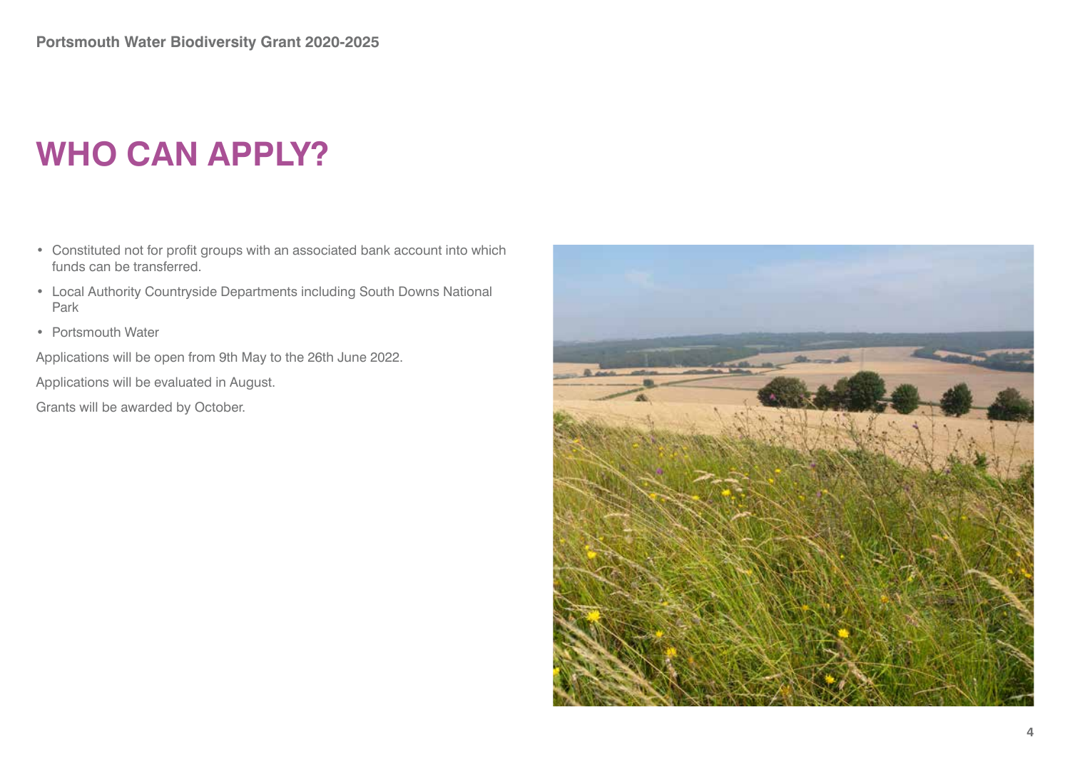# WHO CAN APPLY?

- Constituted not for profit groups with an associated bank account into which funds can be transferred.
- Local Authority Countryside Departments including South Downs National Park
- Portsmouth Water

Applications will be open from 9th May to the 26th June 2022.

Applications will be evaluated in August.

Grants will be awarded by October.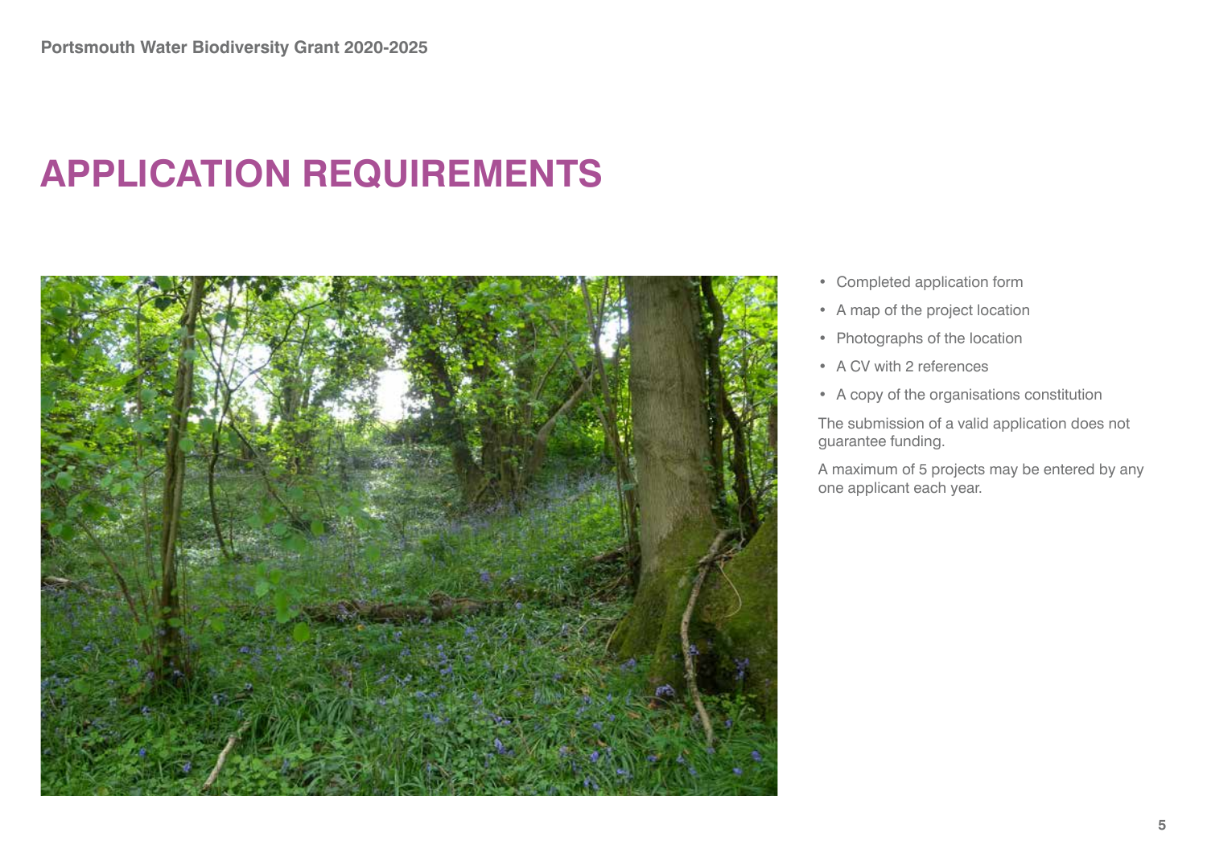# APPLICATION REQUIREMENTS

- Completed application form
- A map of the project location
- Photographs of the location
- A CV with 2 references
- A copy of the organisations constitution

The submission of a valid application does not guarantee funding.

A maximum of 5 projects may be entered by any one applicant each year.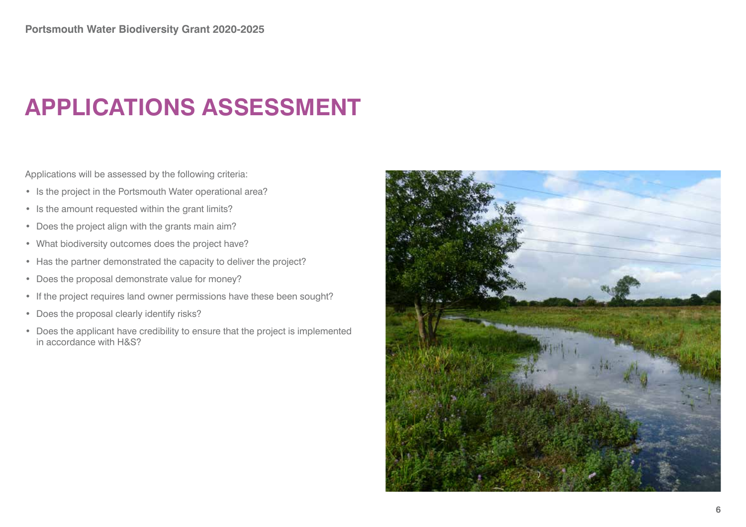# APPLICATIONS ASSESSMENT

Applications will be assessed by the following criteria:

- Is the project in the Portsmouth Water operational area?
- Is the amount requested within the grant limits?
- Does the project align with the grants main aim?
- What biodiversity outcomes does the project have?
- Has the partner demonstrated the capacity to deliver the project?
- Does the proposal demonstrate value for money?
- If the project requires land owner permissions have these been sought?
- Does the proposal clearly identify risks?
- Does the applicant have credibility to ensure that the project is implemented in accordance with H&S?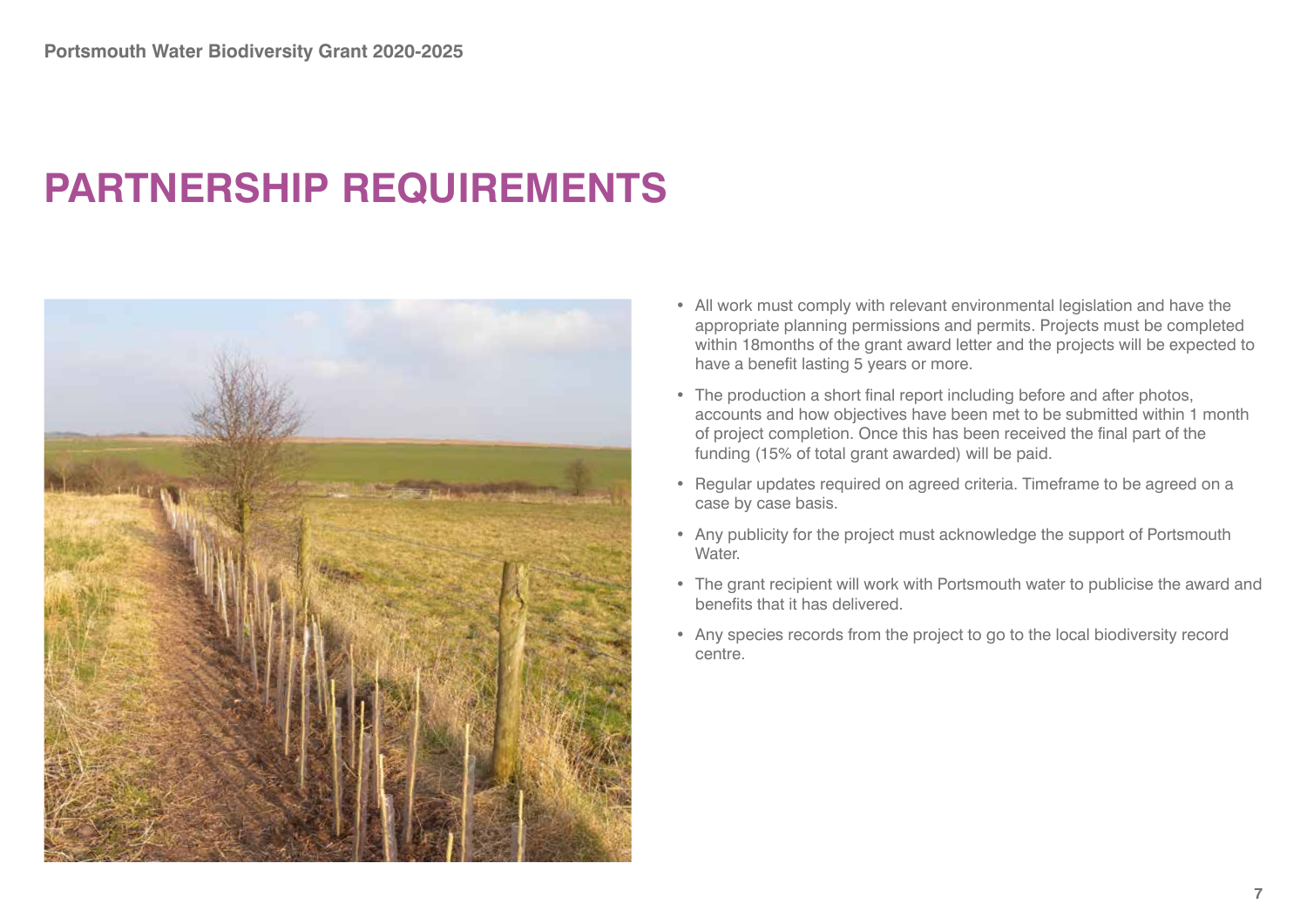# PARTNERSHIP REQUIREMENTS

- All work must comply with relevant environmental legislation and have the appropriate planning permissions and permits. Projects must be completed within 18months of the grant award letter and the projects will be expected to have a benefit lasting 5 years or more.
- The production a short final report including before and after photos, accounts and how objectives have been met to be submitted within 1 month of project completion. Once this has been received the final part of the funding (15% of total grant awarded) will be paid.
- Regular updates required on agreed criteria. Timeframe to be agreed on a case by case basis.
- Any publicity for the project must acknowledge the support of Portsmouth Water.
- The grant recipient will work with Portsmouth water to publicise the award and benefits that it has delivered.
- Any species records from the project to go to the local biodiversity record centre.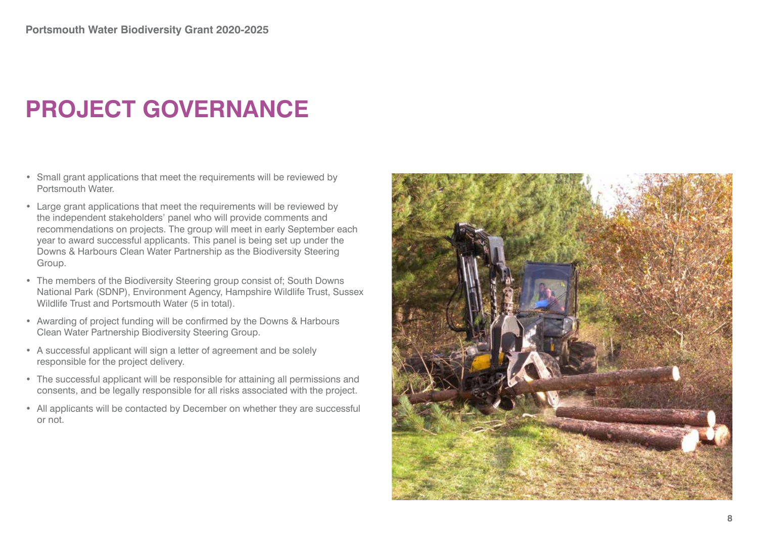# PROJECT GOVERNANCE

- Small grant applications that meet the requirements will be reviewed by Portsmouth Water.
- Large grant applications that meet the requirements will be reviewed by the independent stakeholders' panel who will provide comments and recommendations on projects. The group will meet in early September each year to award successful applicants. This panel is being set up under the Downs & Harbours Clean Water Partnership as the Biodiversity Steering Group.
- The members of the Biodiversity Steering group consist of; South Downs National Park (SDNP), Environment Agency, Hampshire Wildlife Trust, Sussex Wildlife Trust and Portsmouth Water (5 in total).
- Awarding of project funding will be confirmed by the Downs & Harbours Clean Water Partnership Biodiversity Steering Group.
- A successful applicant will sign a letter of agreement and be solely responsible for the project delivery.
- The successful applicant will be responsible for attaining all permissions and consents, and be legally responsible for all risks associated with the project.
- All applicants will be contacted by December on whether they are successful or not.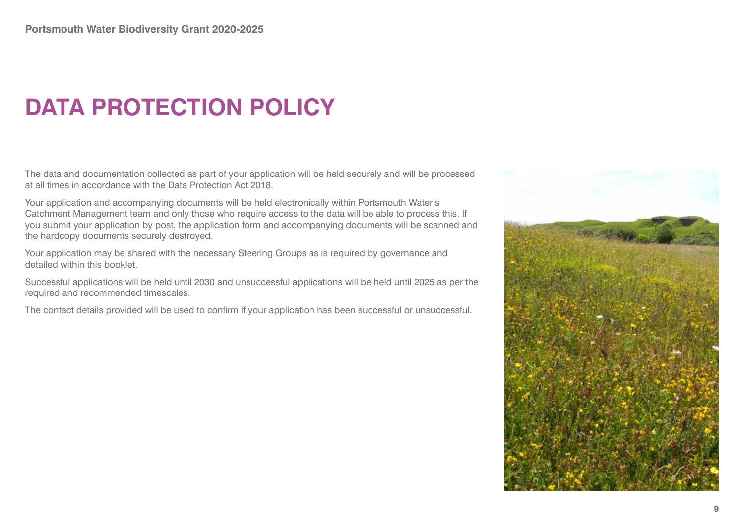# DATA PROTECTION POLICY

The data and documentation collected as part of your application will be held securely and will be processed at all times in accordance with the Data Protection Act 2018.

Your application and accompanying documents will be held electronically within Portsmouth Water's Catchment Management team and only those who require access to the data will be able to process this. If you submit your application by post, the application form and accompanying documents will be scanned and the hardcopy documents securely destroyed.

Your application may be shared with the necessary Steering Groups as is required by governance and detailed within this booklet.

Successful applications will be held until 2030 and unsuccessful applications will be held until 2025 as per the required and recommended timescales.

The contact details provided will be used to confirm if your application has been successful or unsuccessful.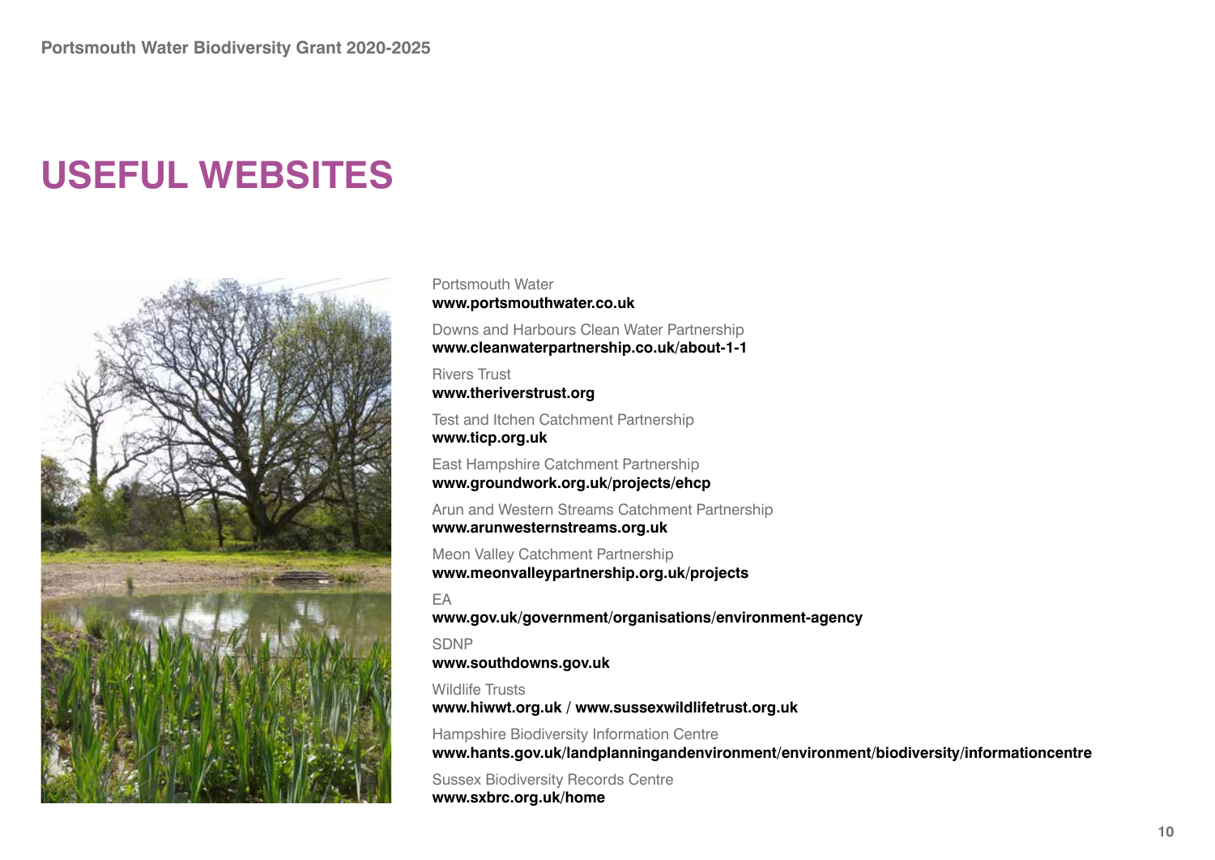# USEFUL WEBSITES

Portsmouth Water
**www.portsmouthwater.co.uk**

Downs and Harbours Clean Water Partnership
**www.cleanwaterpartnership.co.uk/about-1-1**

Rivers Trust
**www.theriverstrust.org**

Test and Itchen Catchment Partnership
**www.ticp.org.uk**

East Hampshire Catchment Partnership
**www.groundwork.org.uk/projects/ehcp**

Arun and Western Streams Catchment Partnership
**www.arunwesternstreams.org.uk**

Meon Valley Catchment Partnership
**www.meonvalleypartnership.org.uk/projects**

EA
**www.gov.uk/government/organisations/environment-agency**

SDNP
**www.southdowns.gov.uk**

Wildlife Trusts
**www.hiwwt.org.uk / www.sussexwildlifetrust.org.uk**

Hampshire Biodiversity Information Centre
**www.hants.gov.uk/landplanningandenvironment/environment/biodiversity/informationcentre**

Sussex Biodiversity Records Centre
**www.sxbrc.org.uk/home**